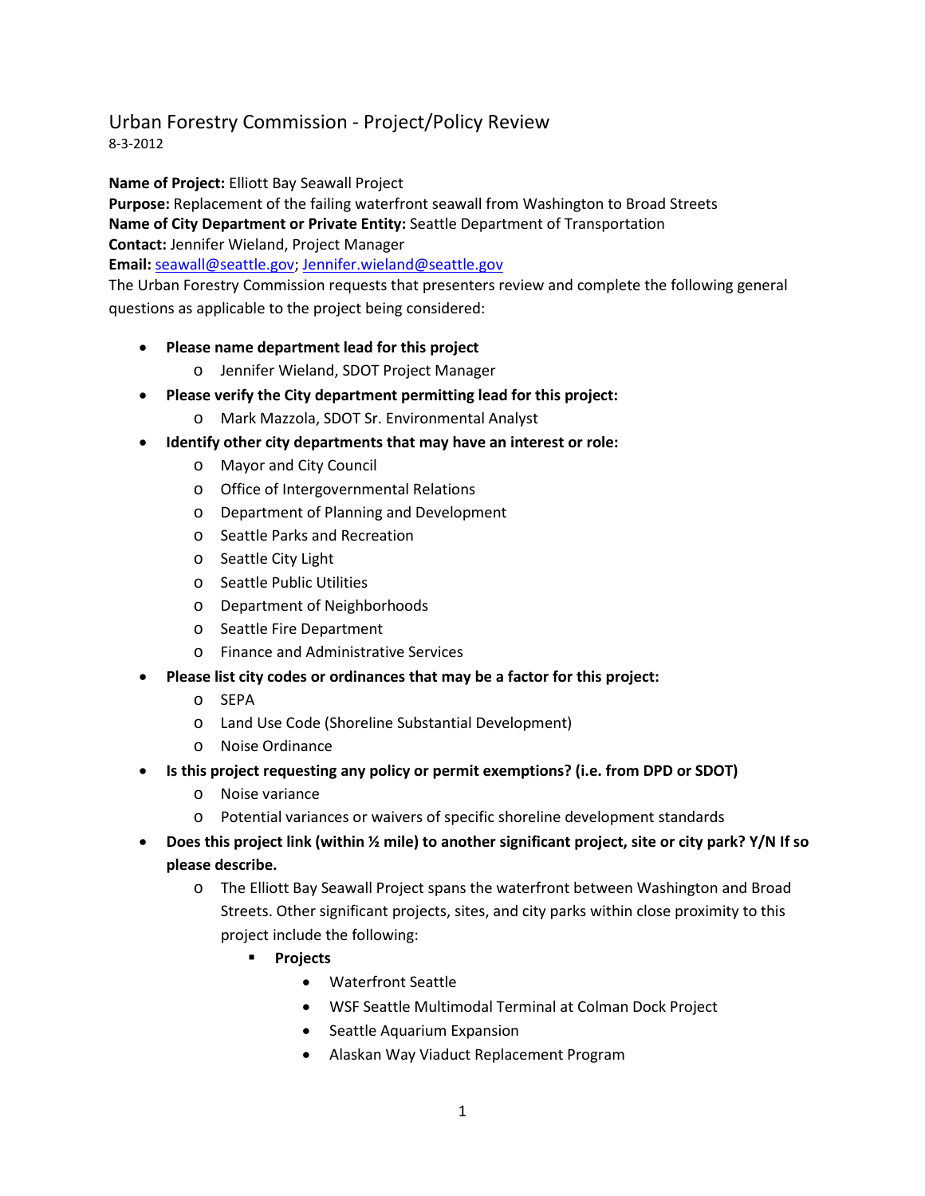# Urban Forestry Commission - Project/Policy Review

8-3-2012

**Name of Project:** Elliott Bay Seawall Project
**Purpose:** Replacement of the failing waterfront seawall from Washington to Broad Streets
**Name of City Department or Private Entity:** Seattle Department of Transportation
**Contact:** Jennifer Wieland, Project Manager
**Email:** seawall@seattle.gov; Jennifer.wieland@seattle.gov

The Urban Forestry Commission requests that presenters review and complete the following general questions as applicable to the project being considered:

- **Please name department lead for this project**
  - Jennifer Wieland, SDOT Project Manager
- **Please verify the City department permitting lead for this project:**
  - Mark Mazzola, SDOT Sr. Environmental Analyst
- **Identify other city departments that may have an interest or role:**
  - Mayor and City Council
  - Office of Intergovernmental Relations
  - Department of Planning and Development
  - Seattle Parks and Recreation
  - Seattle City Light
  - Seattle Public Utilities
  - Department of Neighborhoods
  - Seattle Fire Department
  - Finance and Administrative Services
- **Please list city codes or ordinances that may be a factor for this project:**
  - SEPA
  - Land Use Code (Shoreline Substantial Development)
  - Noise Ordinance
- **Is this project requesting any policy or permit exemptions? (i.e. from DPD or SDOT)**
  - Noise variance
  - Potential variances or waivers of specific shoreline development standards
- **Does this project link (within ½ mile) to another significant project, site or city park? Y/N If so please describe.**
  - The Elliott Bay Seawall Project spans the waterfront between Washington and Broad Streets. Other significant projects, sites, and city parks within close proximity to this project include the following:
    - **Projects**
      - Waterfront Seattle
      - WSF Seattle Multimodal Terminal at Colman Dock Project
      - Seattle Aquarium Expansion
      - Alaskan Way Viaduct Replacement Program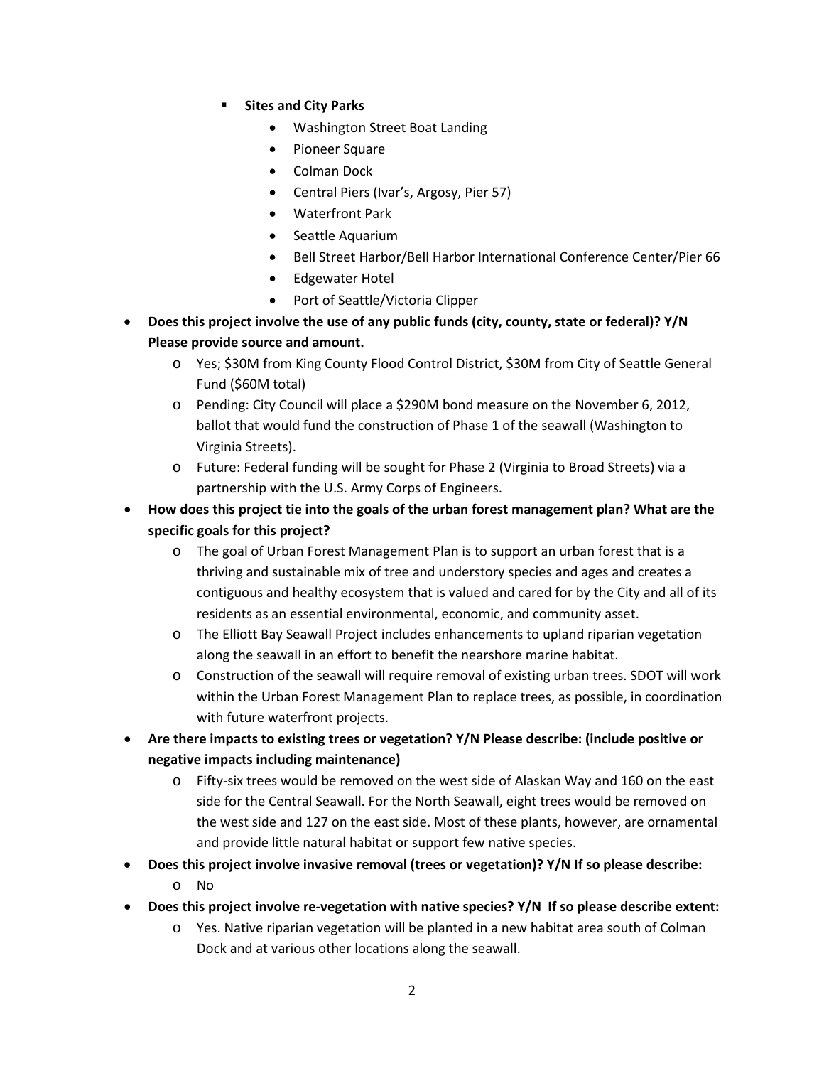- **Sites and City Parks**
    - Washington Street Boat Landing
    - Pioneer Square
    - Colman Dock
    - Central Piers (Ivar's, Argosy, Pier 57)
    - Waterfront Park
    - Seattle Aquarium
    - Bell Street Harbor/Bell Harbor International Conference Center/Pier 66
    - Edgewater Hotel
    - Port of Seattle/Victoria Clipper

- **Does this project involve the use of any public funds (city, county, state or federal)? Y/N Please provide source and amount.**
    - Yes; $30M from King County Flood Control District, $30M from City of Seattle General Fund ($60M total)
    - Pending: City Council will place a $290M bond measure on the November 6, 2012, ballot that would fund the construction of Phase 1 of the seawall (Washington to Virginia Streets).
    - Future: Federal funding will be sought for Phase 2 (Virginia to Broad Streets) via a partnership with the U.S. Army Corps of Engineers.
- **How does this project tie into the goals of the urban forest management plan? What are the specific goals for this project?**
    - The goal of Urban Forest Management Plan is to support an urban forest that is a thriving and sustainable mix of tree and understory species and ages and creates a contiguous and healthy ecosystem that is valued and cared for by the City and all of its residents as an essential environmental, economic, and community asset.
    - The Elliott Bay Seawall Project includes enhancements to upland riparian vegetation along the seawall in an effort to benefit the nearshore marine habitat.
    - Construction of the seawall will require removal of existing urban trees. SDOT will work within the Urban Forest Management Plan to replace trees, as possible, in coordination with future waterfront projects.
- **Are there impacts to existing trees or vegetation? Y/N Please describe: (include positive or negative impacts including maintenance)**
    - Fifty-six trees would be removed on the west side of Alaskan Way and 160 on the east side for the Central Seawall. For the North Seawall, eight trees would be removed on the west side and 127 on the east side. Most of these plants, however, are ornamental and provide little natural habitat or support few native species.
- **Does this project involve invasive removal (trees or vegetation)? Y/N If so please describe:**
    - No
- **Does this project involve re-vegetation with native species? Y/N If so please describe extent:**
    - Yes. Native riparian vegetation will be planted in a new habitat area south of Colman Dock and at various other locations along the seawall.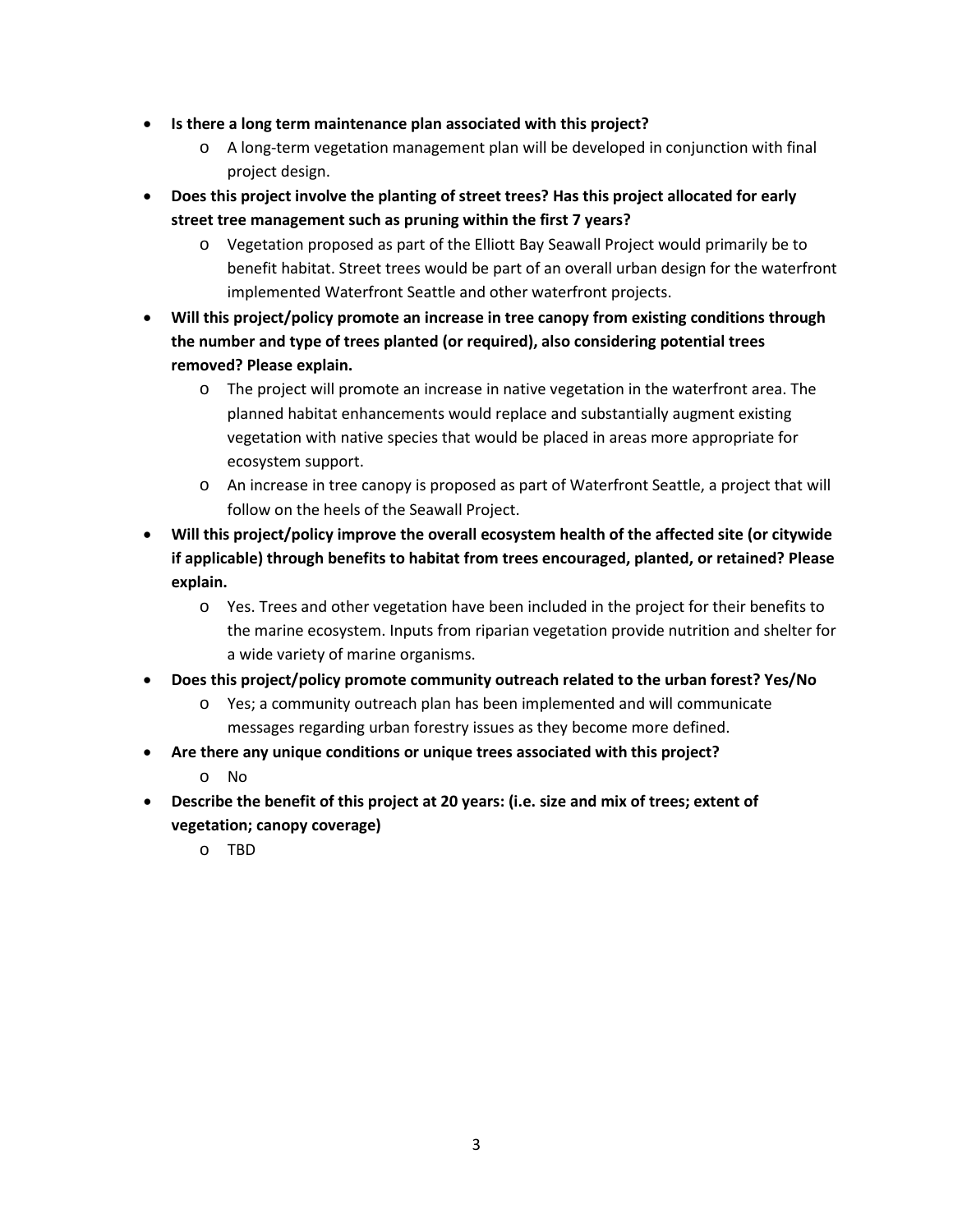- **Is there a long term maintenance plan associated with this project?**
  - A long-term vegetation management plan will be developed in conjunction with final project design.
- **Does this project involve the planting of street trees? Has this project allocated for early street tree management such as pruning within the first 7 years?**
  - Vegetation proposed as part of the Elliott Bay Seawall Project would primarily be to benefit habitat. Street trees would be part of an overall urban design for the waterfront implemented Waterfront Seattle and other waterfront projects.
- **Will this project/policy promote an increase in tree canopy from existing conditions through the number and type of trees planted (or required), also considering potential trees removed? Please explain.**
  - The project will promote an increase in native vegetation in the waterfront area. The planned habitat enhancements would replace and substantially augment existing vegetation with native species that would be placed in areas more appropriate for ecosystem support.
  - An increase in tree canopy is proposed as part of Waterfront Seattle, a project that will follow on the heels of the Seawall Project.
- **Will this project/policy improve the overall ecosystem health of the affected site (or citywide if applicable) through benefits to habitat from trees encouraged, planted, or retained? Please explain.**
  - Yes. Trees and other vegetation have been included in the project for their benefits to the marine ecosystem. Inputs from riparian vegetation provide nutrition and shelter for a wide variety of marine organisms.
- **Does this project/policy promote community outreach related to the urban forest? Yes/No**
  - Yes; a community outreach plan has been implemented and will communicate messages regarding urban forestry issues as they become more defined.
- **Are there any unique conditions or unique trees associated with this project?**
  - No
- **Describe the benefit of this project at 20 years: (i.e. size and mix of trees; extent of vegetation; canopy coverage)**
  - TBD